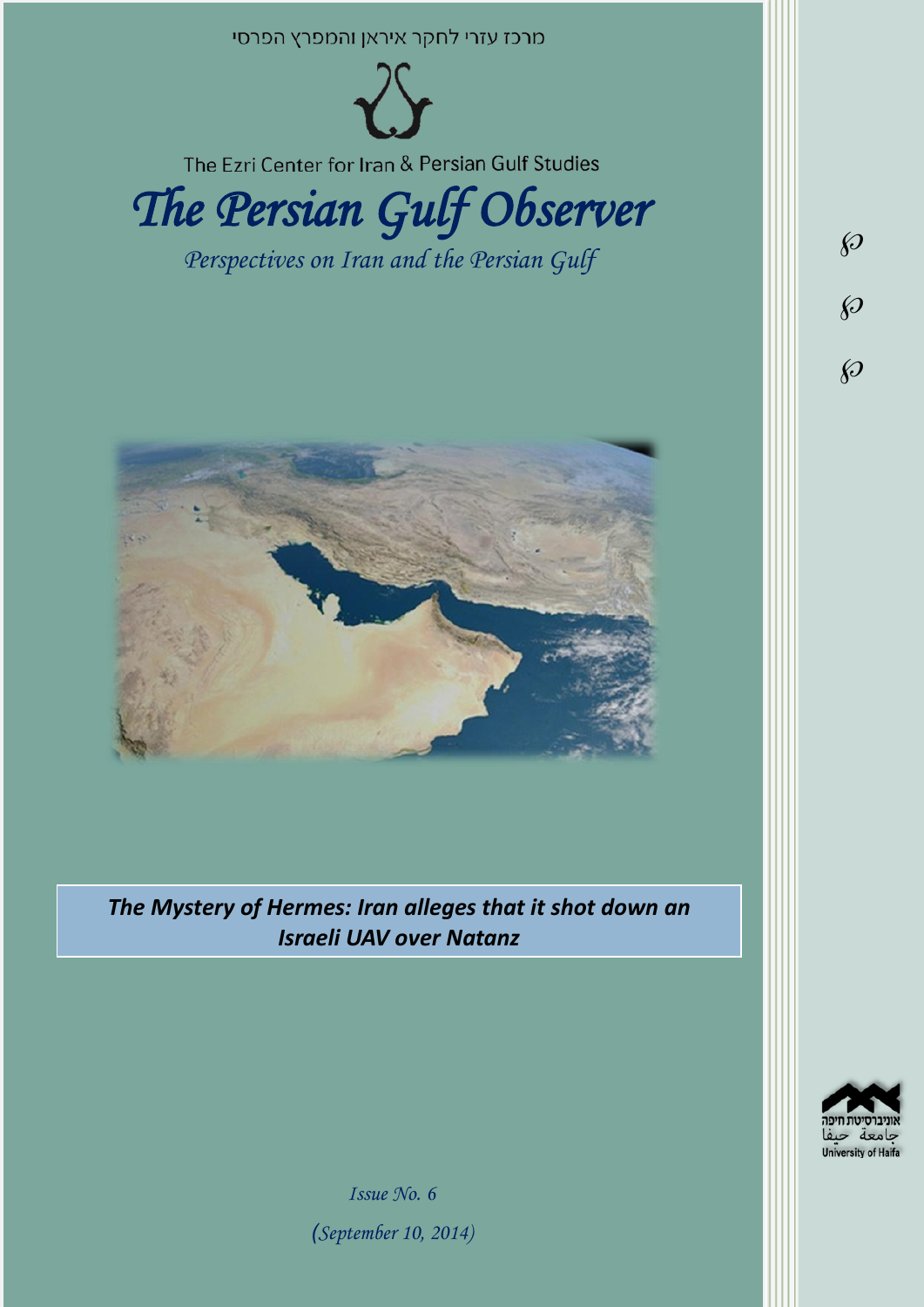מרכז עזרי לחקר איראן והמפרץ הפרסי

The Ezri Center for Iran & Persian Gulf Studies

# *The Persian Gulf Observer*

*Perspectives on Iran and the Persian Gulf*

## ***The Mystery of Hermes: Iran alleges that it shot down an Israeli UAV over Natanz***

*Issue No. 6*

*(September 10, 2014)*

אוניברסיטת חיפה
جامعة حيفا
University of Haifa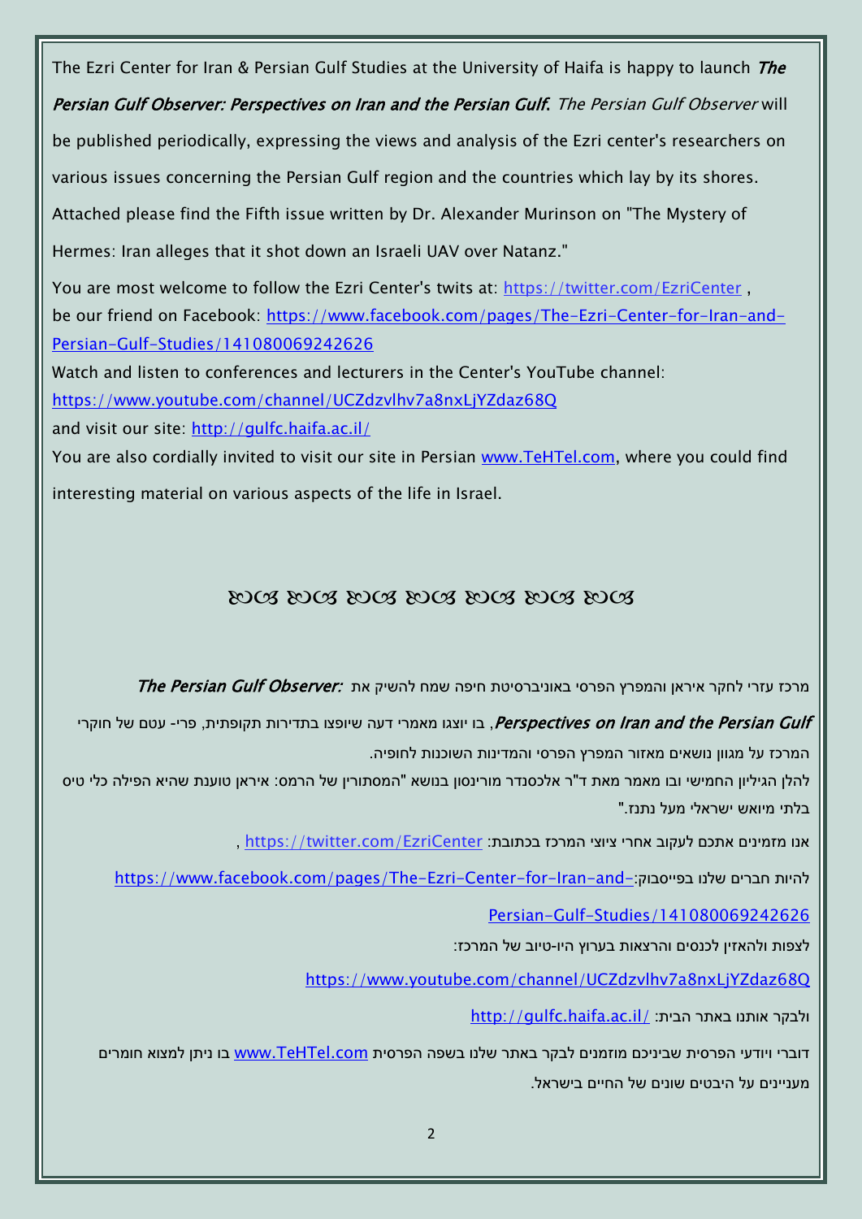The Ezri Center for Iran & Persian Gulf Studies at the University of Haifa is happy to launch ***The Persian Gulf Observer: Perspectives on Iran and the Persian Gulf.*** *The Persian Gulf Observer* will be published periodically, expressing the views and analysis of the Ezri center's researchers on various issues concerning the Persian Gulf region and the countries which lay by its shores.

Attached please find the Fifth issue written by Dr. Alexander Murinson on "The Mystery of Hermes: Iran alleges that it shot down an Israeli UAV over Natanz."

You are most welcome to follow the Ezri Center's twits at: https://twitter.com/EzriCenter ,
be our friend on Facebook: https://www.facebook.com/pages/The-Ezri-Center-for-Iran-and-Persian-Gulf-Studies/141080069242626

Watch and listen to conferences and lecturers in the Center's YouTube channel:
https://www.youtube.com/channel/UCZdzvlhv7a8nxLjYZdaz68Q
and visit our site: http://gulfc.haifa.ac.il/

You are also cordially invited to visit our site in Persian www.TeHTel.com, where you could find interesting material on various aspects of the life in Israel.

ᘓᘕ ᘓᘕ ᘓᘕ ᘓᘕ ᘓᘕ ᘓᘕ ᘓᘕ

מרכז עזרי לחקר איראן והמפרץ הפרסי באוניברסיטת חיפה שמח להשיק את ***The Persian Gulf Observer: Perspectives on Iran and the Persian Gulf***, בו יוצגו מאמרי דעה שיופצו בתדירות תקופתית, פרי- עטם של חוקרי המרכז על מגוון נושאים מאזור המפרץ הפרסי והמדינות השוכנות לחופיה.

להלן הגיליון החמישי ובו מאמר מאת ד"ר אלכסנדר מורינסון בנושא "המסתורין של הרמס: איראן טוענת שהיא הפילה כלי טיס בלתי מיואש ישראלי מעל נתנז."

אנו מזמינים אתכם לעקוב אחרי ציוצי המרכז בכתובת: https://twitter.com/EzriCenter ,

להיות חברים שלנו בפייסבוק: https://www.facebook.com/pages/The-Ezri-Center-for-Iran-and-Persian-Gulf-Studies/141080069242626

לצפות ולהאזין לכנסים והרצאות בערוץ היו-טיוב של המרכז:

https://www.youtube.com/channel/UCZdzvlhv7a8nxLjYZdaz68Q

ולבקר אותנו באתר הבית: http://gulfc.haifa.ac.il/

דוברי ויודעי הפרסית שביניכם מוזמנים לבקר באתר שלנו בשפה הפרסית www.TeHTel.com בו ניתן למצוא חומרים מעניינים על היבטים שונים של החיים בישראל.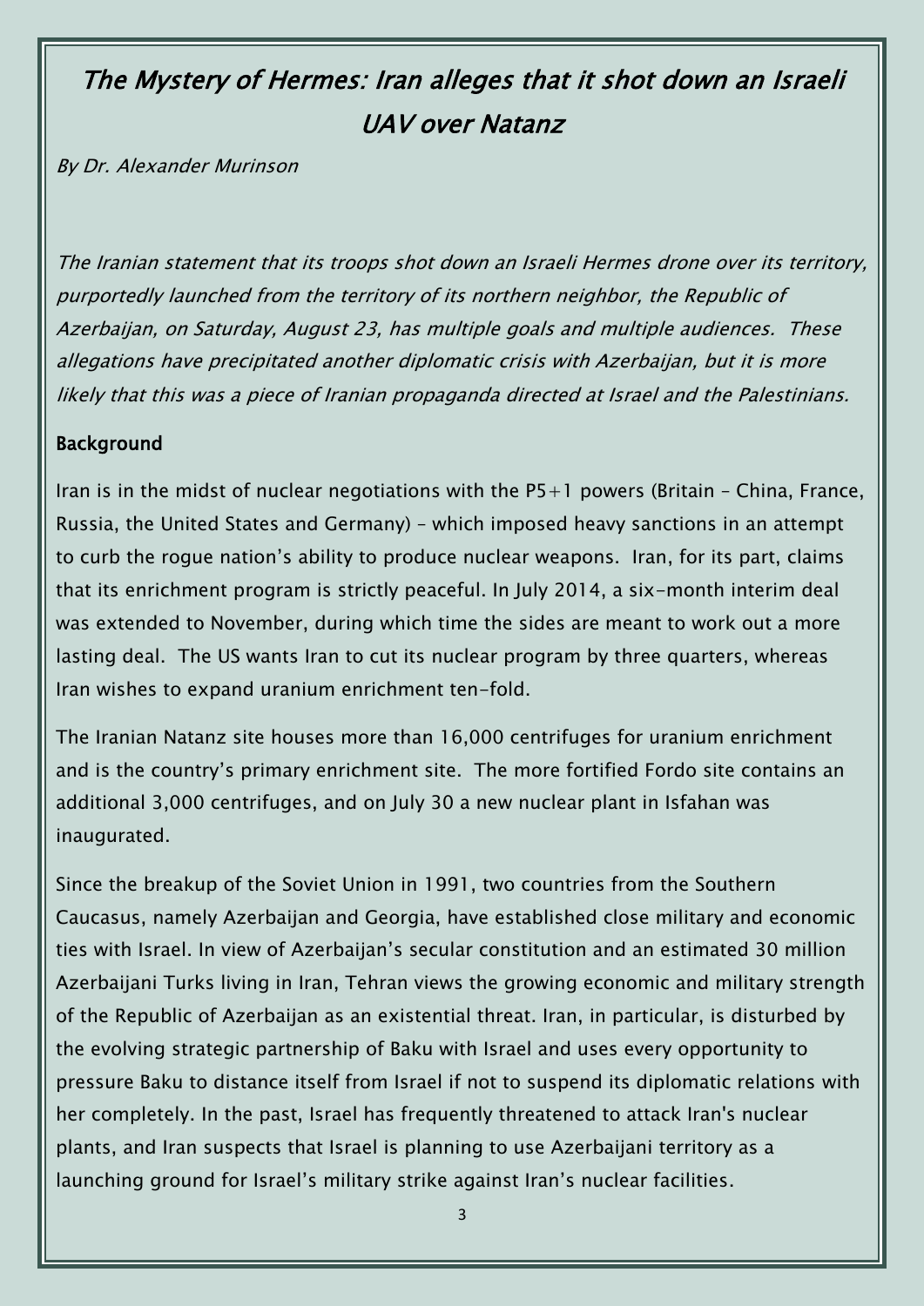# *The Mystery of Hermes: Iran alleges that it shot down an Israeli UAV over Natanz*

*By Dr. Alexander Murinson*

*The Iranian statement that its troops shot down an Israeli Hermes drone over its territory, purportedly launched from the territory of its northern neighbor, the Republic of Azerbaijan, on Saturday, August 23, has multiple goals and multiple audiences. These allegations have precipitated another diplomatic crisis with Azerbaijan, but it is more likely that this was a piece of Iranian propaganda directed at Israel and the Palestinians.*

**Background**

Iran is in the midst of nuclear negotiations with the P5+1 powers (Britain – China, France, Russia, the United States and Germany) – which imposed heavy sanctions in an attempt to curb the rogue nation's ability to produce nuclear weapons. Iran, for its part, claims that its enrichment program is strictly peaceful. In July 2014, a six-month interim deal was extended to November, during which time the sides are meant to work out a more lasting deal. The US wants Iran to cut its nuclear program by three quarters, whereas Iran wishes to expand uranium enrichment ten-fold.

The Iranian Natanz site houses more than 16,000 centrifuges for uranium enrichment and is the country's primary enrichment site. The more fortified Fordo site contains an additional 3,000 centrifuges, and on July 30 a new nuclear plant in Isfahan was inaugurated.

Since the breakup of the Soviet Union in 1991, two countries from the Southern Caucasus, namely Azerbaijan and Georgia, have established close military and economic ties with Israel. In view of Azerbaijan's secular constitution and an estimated 30 million Azerbaijani Turks living in Iran, Tehran views the growing economic and military strength of the Republic of Azerbaijan as an existential threat. Iran, in particular, is disturbed by the evolving strategic partnership of Baku with Israel and uses every opportunity to pressure Baku to distance itself from Israel if not to suspend its diplomatic relations with her completely. In the past, Israel has frequently threatened to attack Iran's nuclear plants, and Iran suspects that Israel is planning to use Azerbaijani territory as a launching ground for Israel's military strike against Iran's nuclear facilities.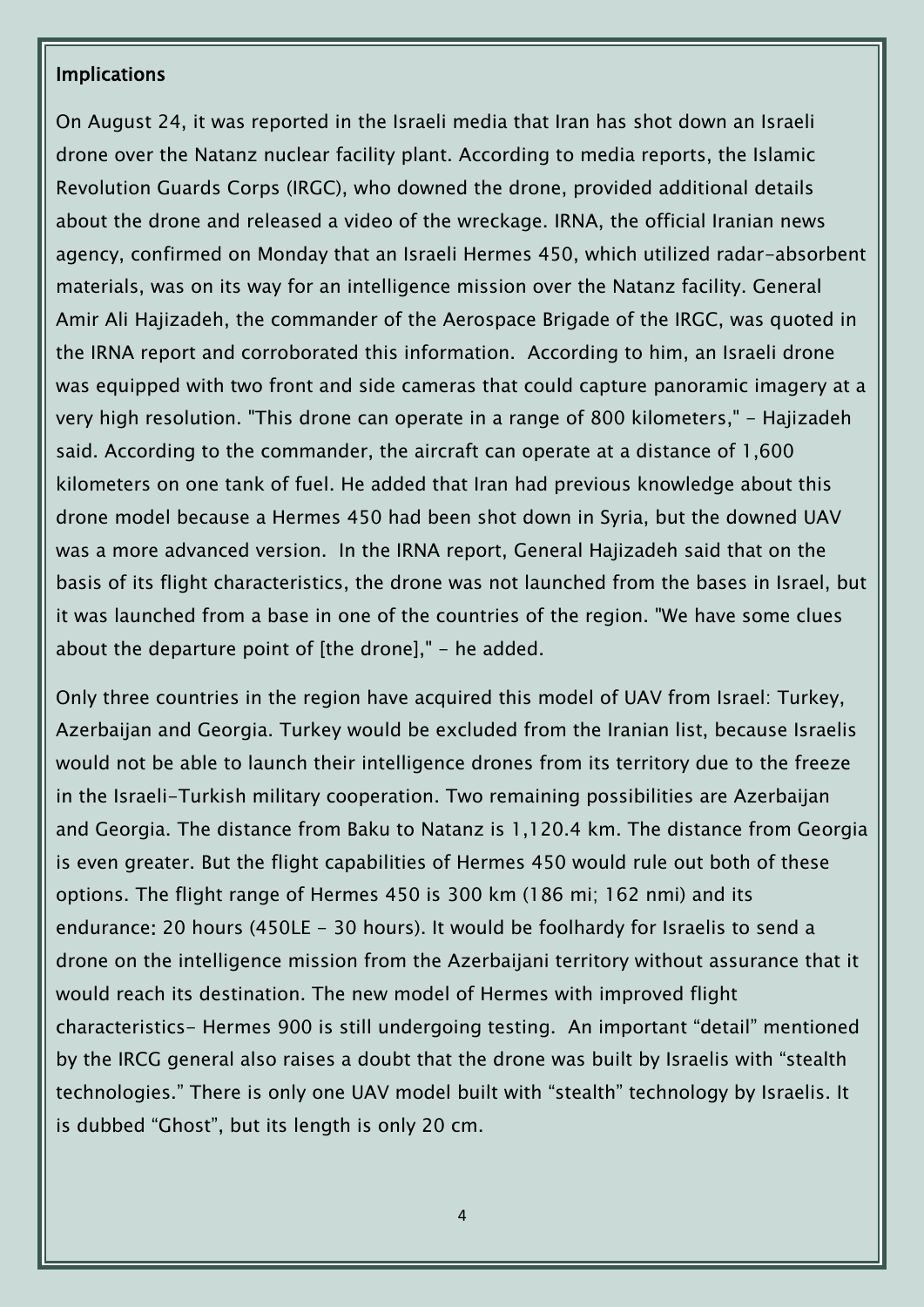## Implications

On August 24, it was reported in the Israeli media that Iran has shot down an Israeli drone over the Natanz nuclear facility plant. According to media reports, the Islamic Revolution Guards Corps (IRGC), who downed the drone, provided additional details about the drone and released a video of the wreckage. IRNA, the official Iranian news agency, confirmed on Monday that an Israeli Hermes 450, which utilized radar-absorbent materials, was on its way for an intelligence mission over the Natanz facility. General Amir Ali Hajizadeh, the commander of the Aerospace Brigade of the IRGC, was quoted in the IRNA report and corroborated this information. According to him, an Israeli drone was equipped with two front and side cameras that could capture panoramic imagery at a very high resolution. "This drone can operate in a range of 800 kilometers," - Hajizadeh said. According to the commander, the aircraft can operate at a distance of 1,600 kilometers on one tank of fuel. He added that Iran had previous knowledge about this drone model because a Hermes 450 had been shot down in Syria, but the downed UAV was a more advanced version. In the IRNA report, General Hajizadeh said that on the basis of its flight characteristics, the drone was not launched from the bases in Israel, but it was launched from a base in one of the countries of the region. "We have some clues about the departure point of [the drone]," - he added.

Only three countries in the region have acquired this model of UAV from Israel: Turkey, Azerbaijan and Georgia. Turkey would be excluded from the Iranian list, because Israelis would not be able to launch their intelligence drones from its territory due to the freeze in the Israeli-Turkish military cooperation. Two remaining possibilities are Azerbaijan and Georgia. The distance from Baku to Natanz is 1,120.4 km. The distance from Georgia is even greater. But the flight capabilities of Hermes 450 would rule out both of these options. The flight range of Hermes 450 is 300 km (186 mi; 162 nmi) and its endurance: 20 hours (450LE - 30 hours). It would be foolhardy for Israelis to send a drone on the intelligence mission from the Azerbaijani territory without assurance that it would reach its destination. The new model of Hermes with improved flight characteristics- Hermes 900 is still undergoing testing. An important "detail" mentioned by the IRCG general also raises a doubt that the drone was built by Israelis with "stealth technologies." There is only one UAV model built with "stealth" technology by Israelis. It is dubbed "Ghost", but its length is only 20 cm.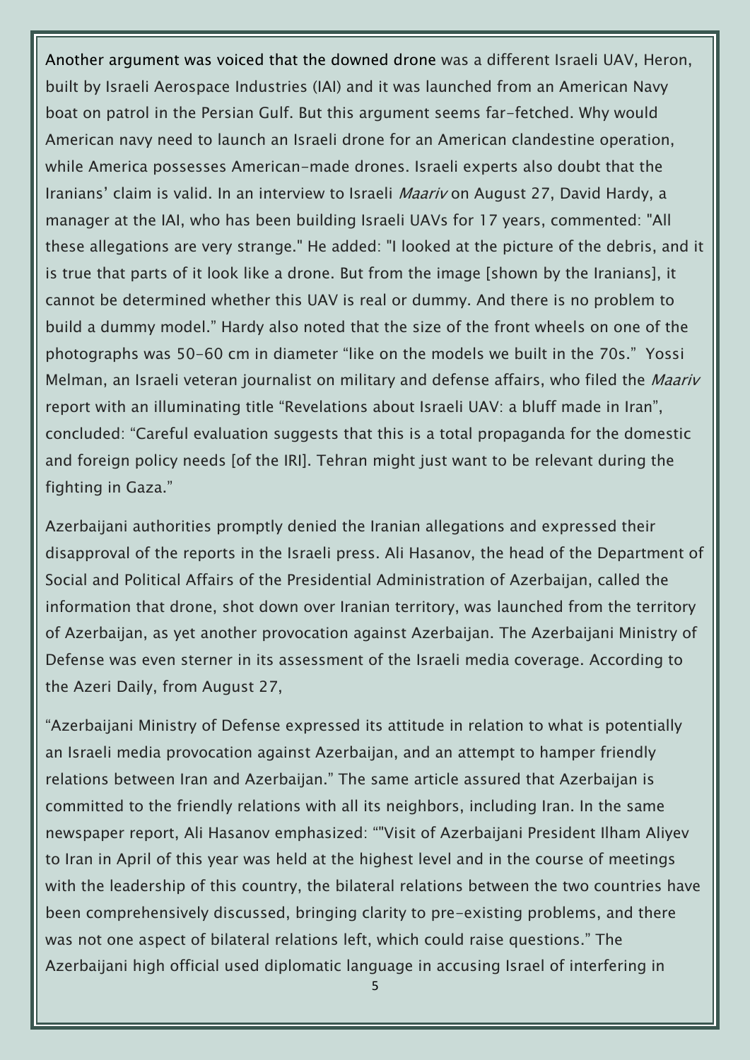Another argument was voiced that the downed drone was a different Israeli UAV, Heron, built by Israeli Aerospace Industries (IAI) and it was launched from an American Navy boat on patrol in the Persian Gulf. But this argument seems far-fetched. Why would American navy need to launch an Israeli drone for an American clandestine operation, while America possesses American-made drones. Israeli experts also doubt that the Iranians' claim is valid. In an interview to Israeli *Maariv* on August 27, David Hardy, a manager at the IAI, who has been building Israeli UAVs for 17 years, commented: "All these allegations are very strange." He added: "I looked at the picture of the debris, and it is true that parts of it look like a drone. But from the image [shown by the Iranians], it cannot be determined whether this UAV is real or dummy. And there is no problem to build a dummy model." Hardy also noted that the size of the front wheels on one of the photographs was 50-60 cm in diameter "like on the models we built in the 70s." Yossi Melman, an Israeli veteran journalist on military and defense affairs, who filed the *Maariv* report with an illuminating title "Revelations about Israeli UAV: a bluff made in Iran", concluded: "Careful evaluation suggests that this is a total propaganda for the domestic and foreign policy needs [of the IRI]. Tehran might just want to be relevant during the fighting in Gaza."

Azerbaijani authorities promptly denied the Iranian allegations and expressed their disapproval of the reports in the Israeli press. Ali Hasanov, the head of the Department of Social and Political Affairs of the Presidential Administration of Azerbaijan, called the information that drone, shot down over Iranian territory, was launched from the territory of Azerbaijan, as yet another provocation against Azerbaijan. The Azerbaijani Ministry of Defense was even sterner in its assessment of the Israeli media coverage. According to the Azeri Daily, from August 27,

"Azerbaijani Ministry of Defense expressed its attitude in relation to what is potentially an Israeli media provocation against Azerbaijan, and an attempt to hamper friendly relations between Iran and Azerbaijan." The same article assured that Azerbaijan is committed to the friendly relations with all its neighbors, including Iran. In the same newspaper report, Ali Hasanov emphasized: ""Visit of Azerbaijani President Ilham Aliyev to Iran in April of this year was held at the highest level and in the course of meetings with the leadership of this country, the bilateral relations between the two countries have been comprehensively discussed, bringing clarity to pre-existing problems, and there was not one aspect of bilateral relations left, which could raise questions." The Azerbaijani high official used diplomatic language in accusing Israel of interfering in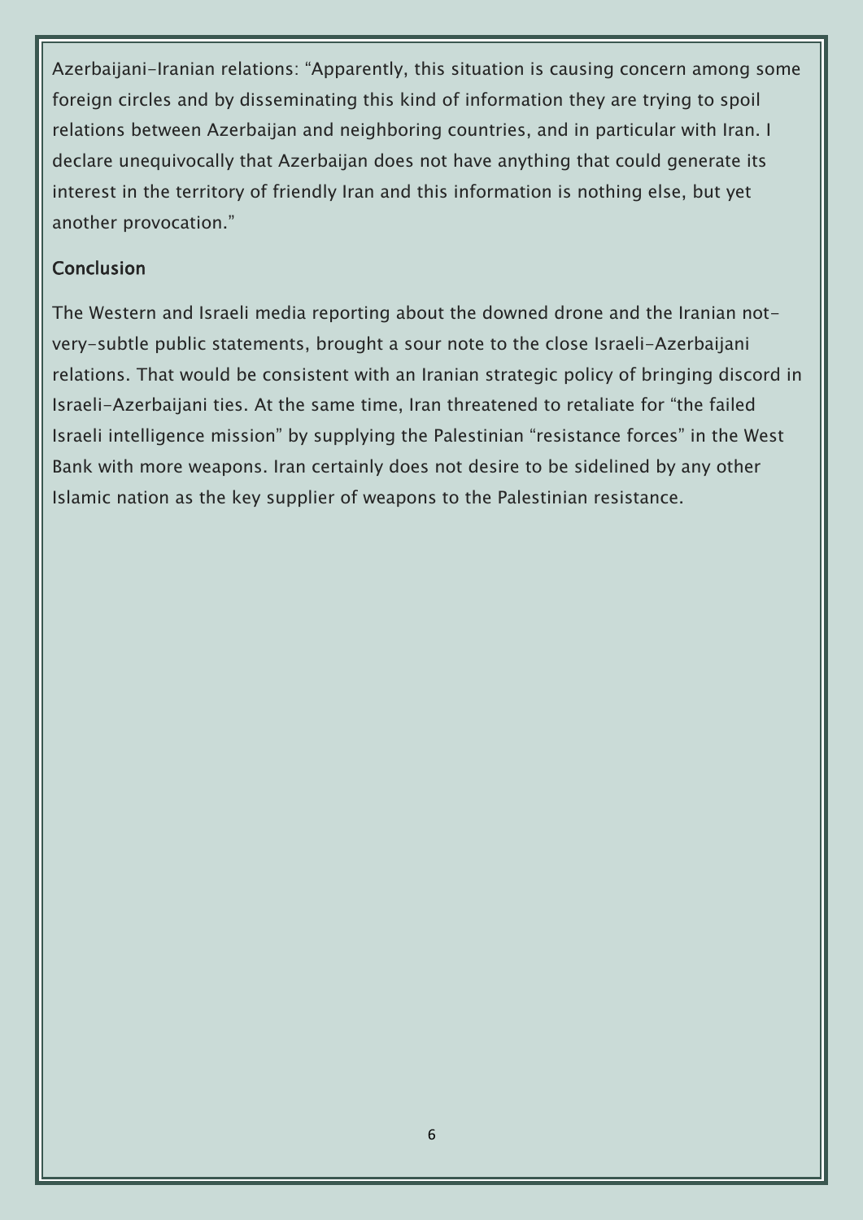Azerbaijani-Iranian relations: "Apparently, this situation is causing concern among some foreign circles and by disseminating this kind of information they are trying to spoil relations between Azerbaijan and neighboring countries, and in particular with Iran. I declare unequivocally that Azerbaijan does not have anything that could generate its interest in the territory of friendly Iran and this information is nothing else, but yet another provocation."

## Conclusion

The Western and Israeli media reporting about the downed drone and the Iranian not-very-subtle public statements, brought a sour note to the close Israeli-Azerbaijani relations. That would be consistent with an Iranian strategic policy of bringing discord in Israeli-Azerbaijani ties. At the same time, Iran threatened to retaliate for "the failed Israeli intelligence mission" by supplying the Palestinian "resistance forces" in the West Bank with more weapons. Iran certainly does not desire to be sidelined by any other Islamic nation as the key supplier of weapons to the Palestinian resistance.